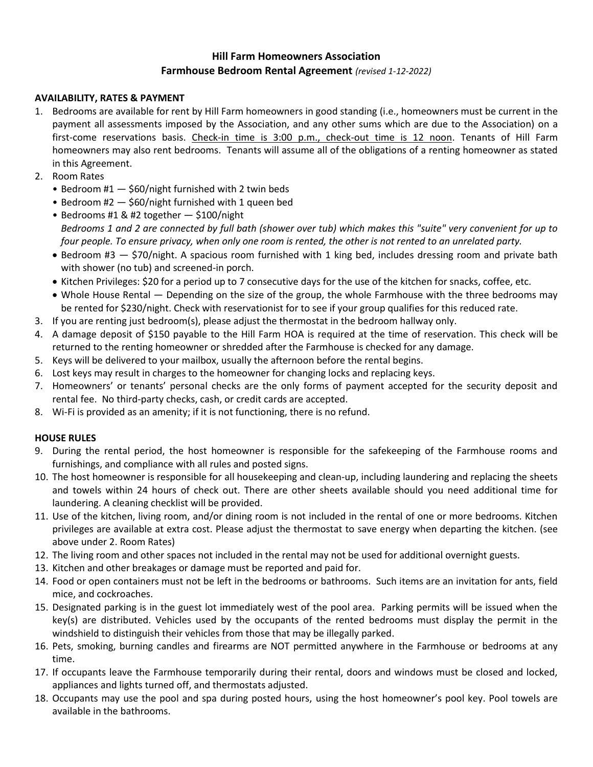**Hill Farm Homeowners Association**

**Farmhouse Bedroom Rental Agreement** *(revised 1-12-2022)*

**AVAILABILITY, RATES & PAYMENT**

1. Bedrooms are available for rent by Hill Farm homeowners in good standing (i.e., homeowners must be current in the payment all assessments imposed by the Association, and any other sums which are due to the Association) on a first-come reservations basis. <u>Check-in time is 3:00 p.m., check-out time is 12 noon</u>. Tenants of Hill Farm homeowners may also rent bedrooms. Tenants will assume all of the obligations of a renting homeowner as stated in this Agreement.
2. Room Rates
   - Bedroom #1 — $60/night furnished with 2 twin beds
   - Bedroom #2 — $60/night furnished with 1 queen bed
   - Bedrooms #1 & #2 together — $100/night

     *Bedrooms 1 and 2 are connected by full bath (shower over tub) which makes this "suite" very convenient for up to four people. To ensure privacy, when only one room is rented, the other is not rented to an unrelated party.*
   - Bedroom #3 — $70/night. A spacious room furnished with 1 king bed, includes dressing room and private bath with shower (no tub) and screened-in porch.
   - Kitchen Privileges: $20 for a period up to 7 consecutive days for the use of the kitchen for snacks, coffee, etc.
   - Whole House Rental — Depending on the size of the group, the whole Farmhouse with the three bedrooms may be rented for $230/night. Check with reservationist for to see if your group qualifies for this reduced rate.
3. If you are renting just bedroom(s), please adjust the thermostat in the bedroom hallway only.
4. A damage deposit of $150 payable to the Hill Farm HOA is required at the time of reservation. This check will be returned to the renting homeowner or shredded after the Farmhouse is checked for any damage.
5. Keys will be delivered to your mailbox, usually the afternoon before the rental begins.
6. Lost keys may result in charges to the homeowner for changing locks and replacing keys.
7. Homeowners' or tenants' personal checks are the only forms of payment accepted for the security deposit and rental fee. No third-party checks, cash, or credit cards are accepted.
8. Wi-Fi is provided as an amenity; if it is not functioning, there is no refund.

**HOUSE RULES**

9. During the rental period, the host homeowner is responsible for the safekeeping of the Farmhouse rooms and furnishings, and compliance with all rules and posted signs.
10. The host homeowner is responsible for all housekeeping and clean-up, including laundering and replacing the sheets and towels within 24 hours of check out. There are other sheets available should you need additional time for laundering. A cleaning checklist will be provided.
11. Use of the kitchen, living room, and/or dining room is not included in the rental of one or more bedrooms. Kitchen privileges are available at extra cost. Please adjust the thermostat to save energy when departing the kitchen. (see above under 2. Room Rates)
12. The living room and other spaces not included in the rental may not be used for additional overnight guests.
13. Kitchen and other breakages or damage must be reported and paid for.
14. Food or open containers must not be left in the bedrooms or bathrooms. Such items are an invitation for ants, field mice, and cockroaches.
15. Designated parking is in the guest lot immediately west of the pool area. Parking permits will be issued when the key(s) are distributed. Vehicles used by the occupants of the rented bedrooms must display the permit in the windshield to distinguish their vehicles from those that may be illegally parked.
16. Pets, smoking, burning candles and firearms are NOT permitted anywhere in the Farmhouse or bedrooms at any time.
17. If occupants leave the Farmhouse temporarily during their rental, doors and windows must be closed and locked, appliances and lights turned off, and thermostats adjusted.
18. Occupants may use the pool and spa during posted hours, using the host homeowner's pool key. Pool towels are available in the bathrooms.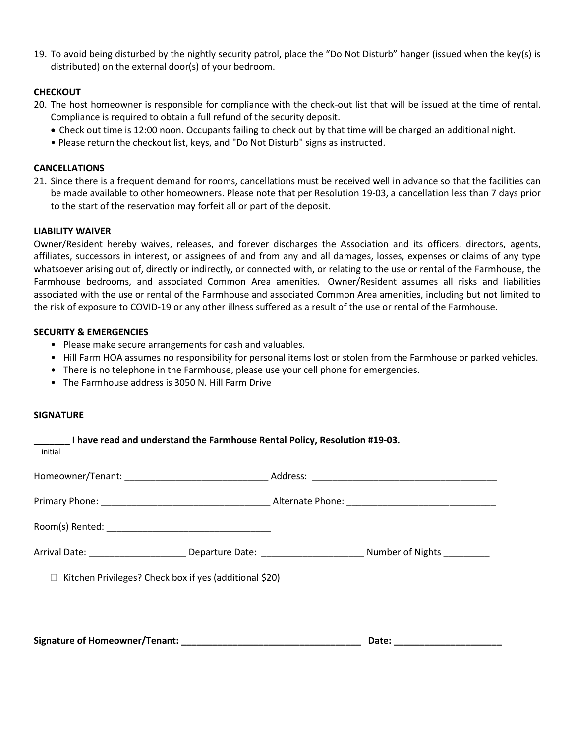19. To avoid being disturbed by the nightly security patrol, place the "Do Not Disturb" hanger (issued when the key(s) is distributed) on the external door(s) of your bedroom.

**CHECKOUT**

20. The host homeowner is responsible for compliance with the check-out list that will be issued at the time of rental. Compliance is required to obtain a full refund of the security deposit.
    - Check out time is 12:00 noon. Occupants failing to check out by that time will be charged an additional night.
    - Please return the checkout list, keys, and "Do Not Disturb" signs as instructed.

**CANCELLATIONS**

21. Since there is a frequent demand for rooms, cancellations must be received well in advance so that the facilities can be made available to other homeowners. Please note that per Resolution 19-03, a cancellation less than 7 days prior to the start of the reservation may forfeit all or part of the deposit.

**LIABILITY WAIVER**

Owner/Resident hereby waives, releases, and forever discharges the Association and its officers, directors, agents, affiliates, successors in interest, or assignees of and from any and all damages, losses, expenses or claims of any type whatsoever arising out of, directly or indirectly, or connected with, or relating to the use or rental of the Farmhouse, the Farmhouse bedrooms, and associated Common Area amenities. Owner/Resident assumes all risks and liabilities associated with the use or rental of the Farmhouse and associated Common Area amenities, including but not limited to the risk of exposure to COVID-19 or any other illness suffered as a result of the use or rental of the Farmhouse.

**SECURITY & EMERGENCIES**

- Please make secure arrangements for cash and valuables.
- Hill Farm HOA assumes no responsibility for personal items lost or stolen from the Farmhouse or parked vehicles.
- There is no telephone in the Farmhouse, please use your cell phone for emergencies.
- The Farmhouse address is 3050 N. Hill Farm Drive

**SIGNATURE**

**_______ I have read and understand the Farmhouse Rental Policy, Resolution #19-03.**
initial

Homeowner/Tenant: ____________________________ Address: ____________________________________

Primary Phone: ________________________________ Alternate Phone: ____________________________

Room(s) Rented: ________________________________

Arrival Date: ___________________ Departure Date: ____________________ Number of Nights _________

☐ Kitchen Privileges? Check box if yes (additional $20)

**Signature of Homeowner/Tenant: ___________________________________ Date: _____________________**